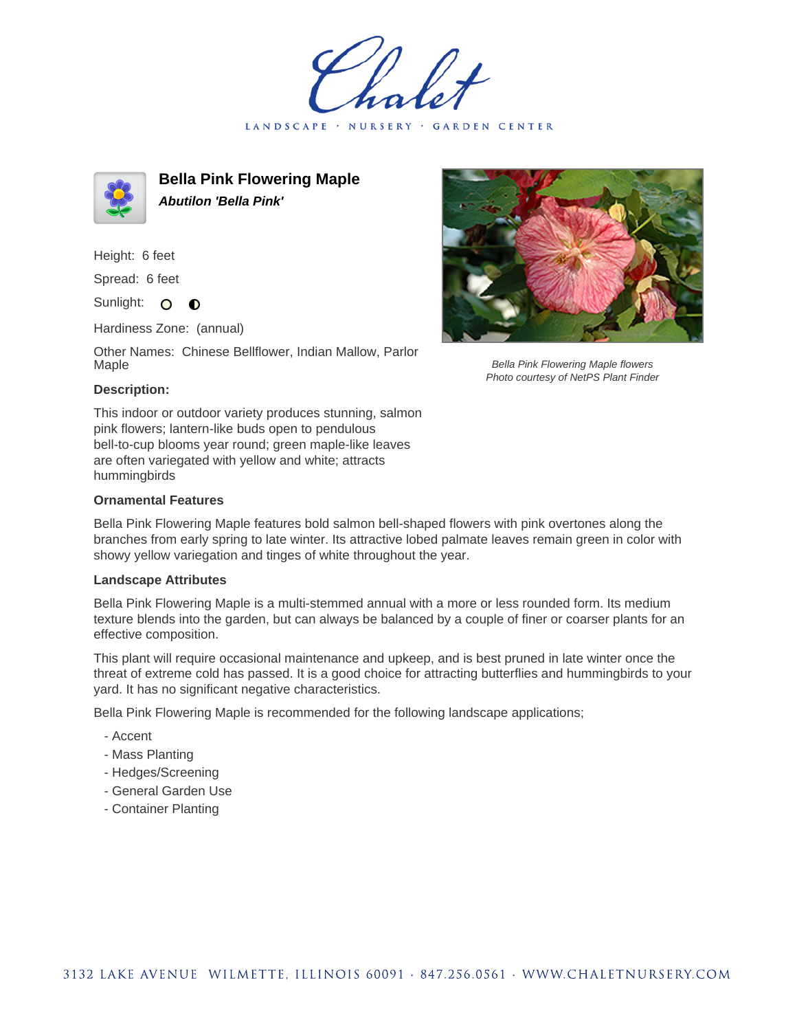# Chalet

LANDSCAPE · NURSERY · GARDEN CENTER

## Bella Pink Flowering Maple

***Abutilon 'Bella Pink'***

Height: 6 feet

Spread: 6 feet

Sunlight: ○ ◐

Hardiness Zone: (annual)

Other Names: Chinese Bellflower, Indian Mallow, Parlor Maple

*Bella Pink Flowering Maple flowers*
*Photo courtesy of NetPS Plant Finder*

### Description:

This indoor or outdoor variety produces stunning, salmon pink flowers; lantern-like buds open to pendulous bell-to-cup blooms year round; green maple-like leaves are often variegated with yellow and white; attracts hummingbirds

### Ornamental Features

Bella Pink Flowering Maple features bold salmon bell-shaped flowers with pink overtones along the branches from early spring to late winter. Its attractive lobed palmate leaves remain green in color with showy yellow variegation and tinges of white throughout the year.

### Landscape Attributes

Bella Pink Flowering Maple is a multi-stemmed annual with a more or less rounded form. Its medium texture blends into the garden, but can always be balanced by a couple of finer or coarser plants for an effective composition.

This plant will require occasional maintenance and upkeep, and is best pruned in late winter once the threat of extreme cold has passed. It is a good choice for attracting butterflies and hummingbirds to your yard. It has no significant negative characteristics.

Bella Pink Flowering Maple is recommended for the following landscape applications;

- Accent
- Mass Planting
- Hedges/Screening
- General Garden Use
- Container Planting

3132 LAKE AVENUE WILMETTE, ILLINOIS 60091 · 847.256.0561 · WWW.CHALETNURSERY.COM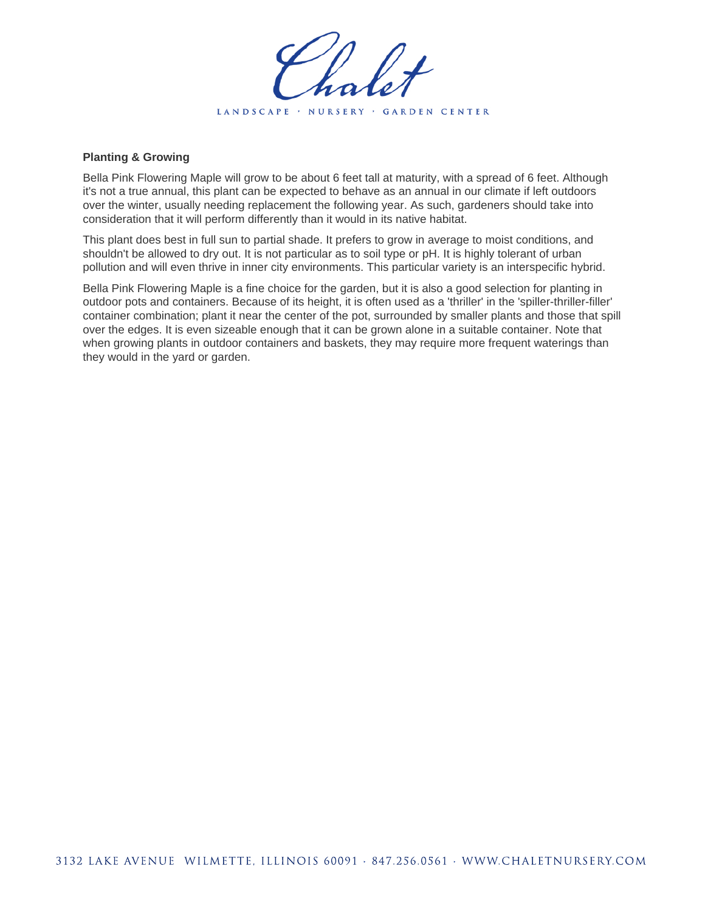**Planting & Growing**

Bella Pink Flowering Maple will grow to be about 6 feet tall at maturity, with a spread of 6 feet. Although it's not a true annual, this plant can be expected to behave as an annual in our climate if left outdoors over the winter, usually needing replacement the following year. As such, gardeners should take into consideration that it will perform differently than it would in its native habitat.

This plant does best in full sun to partial shade. It prefers to grow in average to moist conditions, and shouldn't be allowed to dry out. It is not particular as to soil type or pH. It is highly tolerant of urban pollution and will even thrive in inner city environments. This particular variety is an interspecific hybrid.

Bella Pink Flowering Maple is a fine choice for the garden, but it is also a good selection for planting in outdoor pots and containers. Because of its height, it is often used as a 'thriller' in the 'spiller-thriller-filler' container combination; plant it near the center of the pot, surrounded by smaller plants and those that spill over the edges. It is even sizeable enough that it can be grown alone in a suitable container. Note that when growing plants in outdoor containers and baskets, they may require more frequent waterings than they would in the yard or garden.